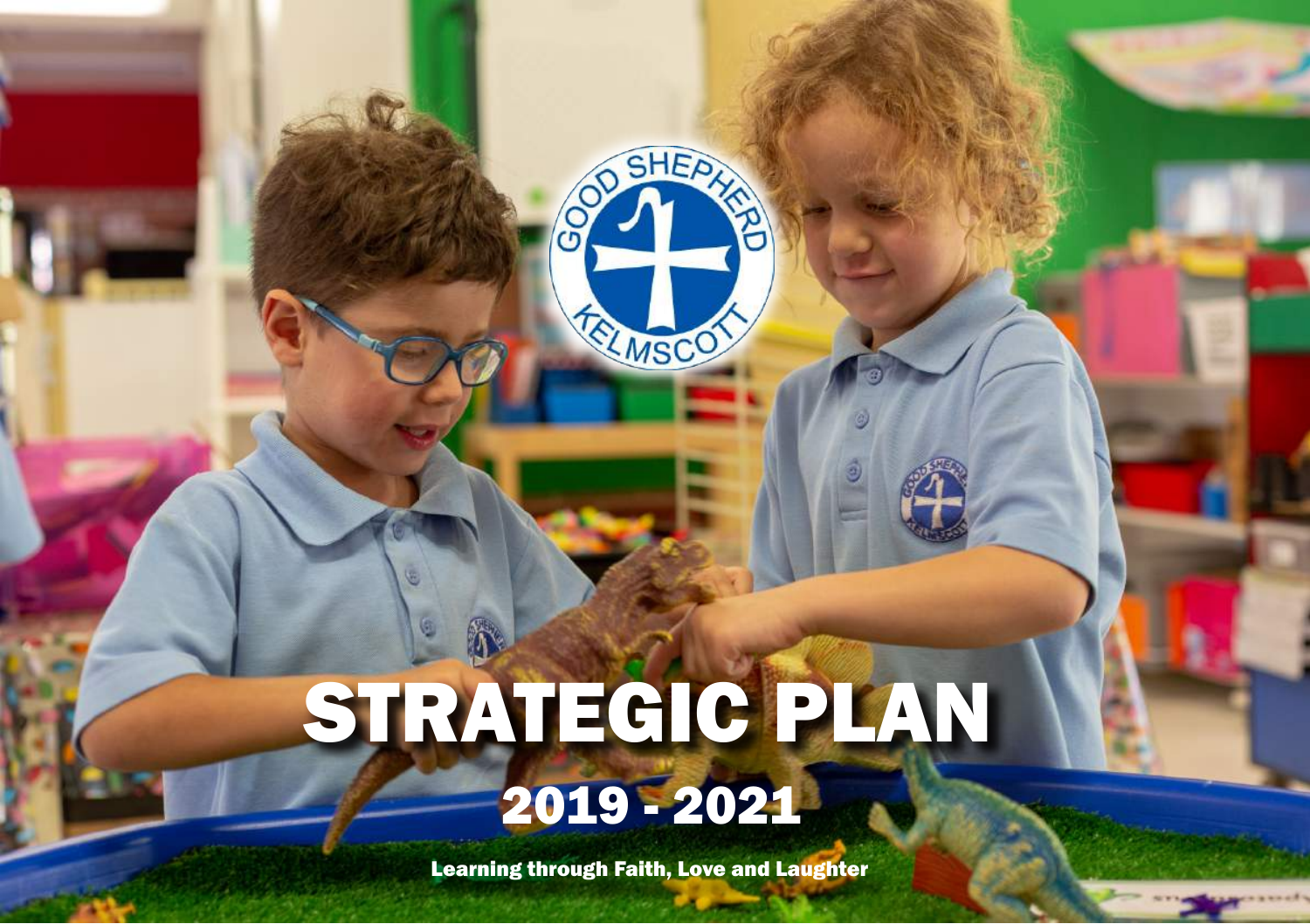# STRATEGIC PLAN

## 2019 - 2021

Learning through Faith, Love and Laughter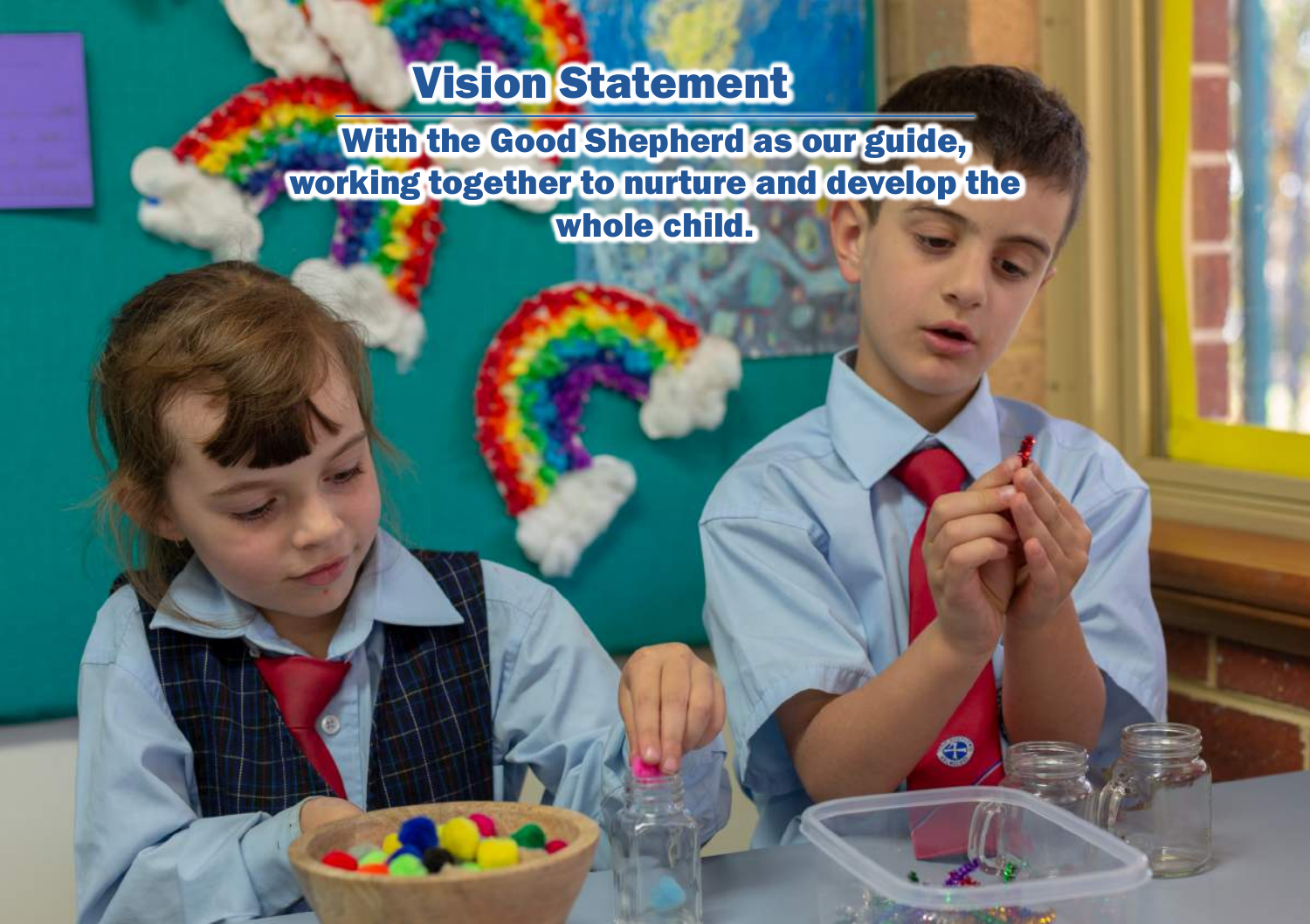# Vision Statement

With the Good Shepherd as our guide, working together to nurture and develop the whole child.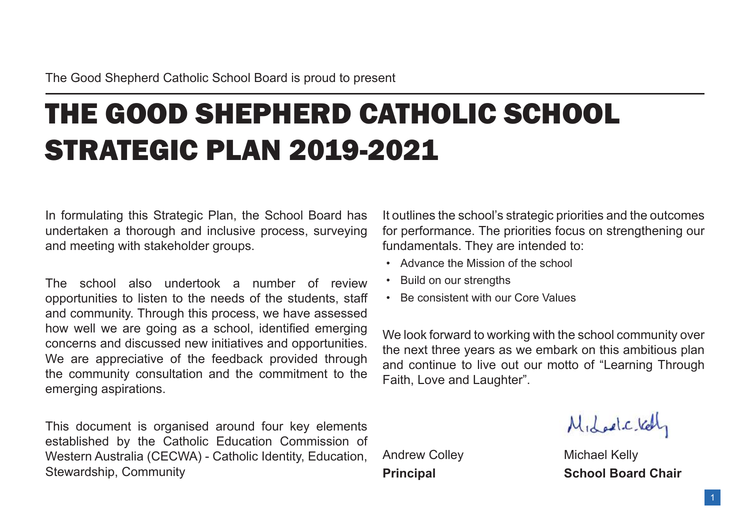The Good Shepherd Catholic School Board is proud to present

# THE GOOD SHEPHERD CATHOLIC SCHOOL STRATEGIC PLAN 2019-2021

In formulating this Strategic Plan, the School Board has undertaken a thorough and inclusive process, surveying and meeting with stakeholder groups.

The school also undertook a number of review opportunities to listen to the needs of the students, staff and community. Through this process, we have assessed how well we are going as a school, identified emerging concerns and discussed new initiatives and opportunities. We are appreciative of the feedback provided through the community consultation and the commitment to the emerging aspirations.

This document is organised around four key elements established by the Catholic Education Commission of Western Australia (CECWA) - Catholic Identity, Education, Stewardship, Community

It outlines the school's strategic priorities and the outcomes for performance. The priorities focus on strengthening our fundamentals. They are intended to:

- Advance the Mission of the school
- Build on our strengths
- Be consistent with our Core Values

We look forward to working with the school community over the next three years as we embark on this ambitious plan and continue to live out our motto of "Learning Through Faith, Love and Laughter".

Andrew Colley
**Principal**

Michael Kelly
**School Board Chair**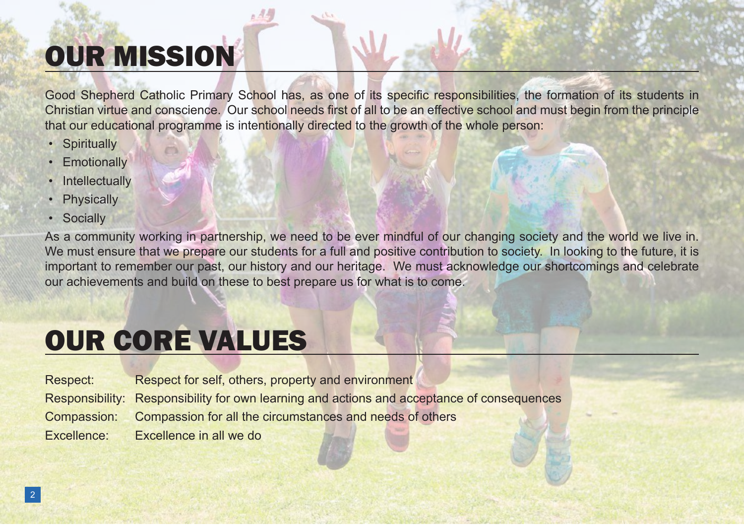# OUR MISSION

Good Shepherd Catholic Primary School has, as one of its specific responsibilities, the formation of its students in Christian virtue and conscience. Our school needs first of all to be an effective school and must begin from the principle that our educational programme is intentionally directed to the growth of the whole person:

- Spiritually
- Emotionally
- Intellectually
- Physically
- Socially

As a community working in partnership, we need to be ever mindful of our changing society and the world we live in. We must ensure that we prepare our students for a full and positive contribution to society. In looking to the future, it is important to remember our past, our history and our heritage. We must acknowledge our shortcomings and celebrate our achievements and build on these to best prepare us for what is to come.

# OUR CORE VALUES

| | |
|---|---|
| Respect: | Respect for self, others, property and environment |
| Responsibility: | Responsibility for own learning and actions and acceptance of consequences |
| Compassion: | Compassion for all the circumstances and needs of others |
| Excellence: | Excellence in all we do |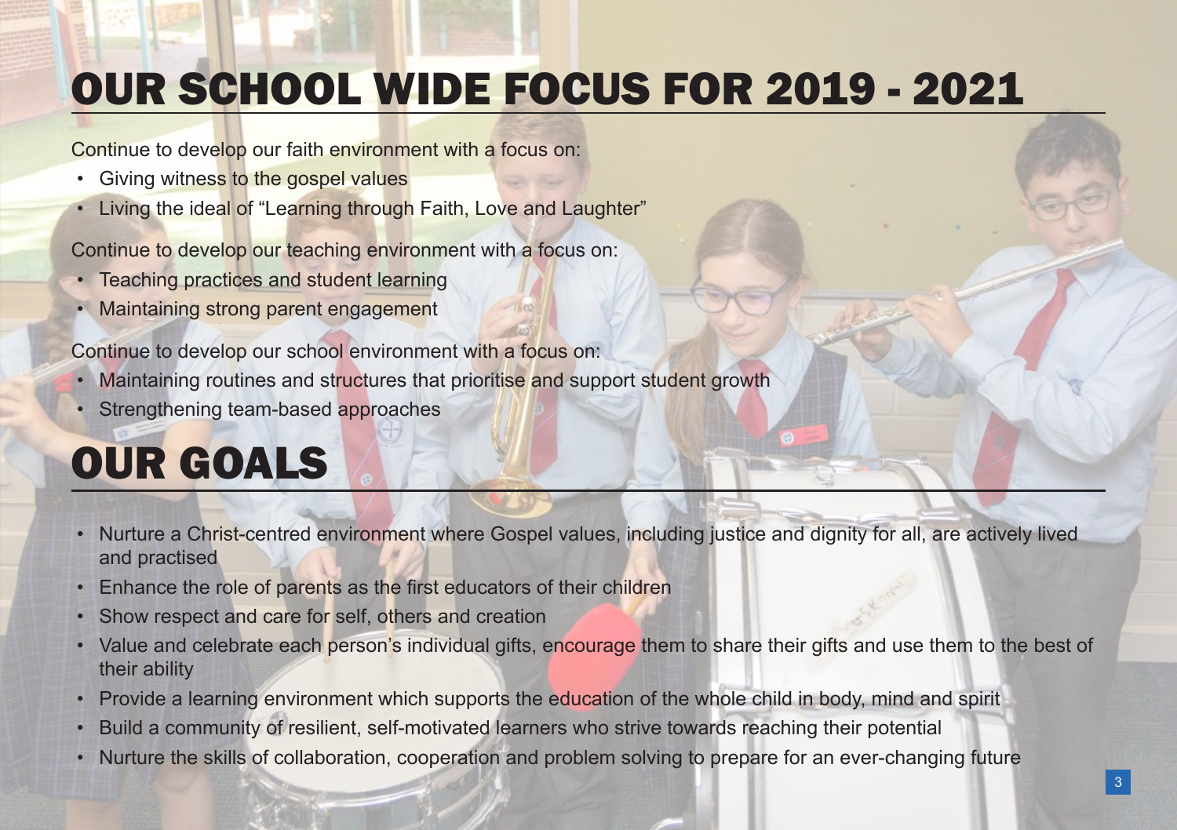# OUR SCHOOL WIDE FOCUS FOR 2019 - 2021

Continue to develop our faith environment with a focus on:

- Giving witness to the gospel values
- Living the ideal of "Learning through Faith, Love and Laughter"

Continue to develop our teaching environment with a focus on:

- Teaching practices and student learning
- Maintaining strong parent engagement

Continue to develop our school environment with a focus on:

- Maintaining routines and structures that prioritise and support student growth
- Strengthening team-based approaches

# OUR GOALS

- Nurture a Christ-centred environment where Gospel values, including justice and dignity for all, are actively lived and practised
- Enhance the role of parents as the first educators of their children
- Show respect and care for self, others and creation
- Value and celebrate each person's individual gifts, encourage them to share their gifts and use them to the best of their ability
- Provide a learning environment which supports the education of the whole child in body, mind and spirit
- Build a community of resilient, self-motivated learners who strive towards reaching their potential
- Nurture the skills of collaboration, cooperation and problem solving to prepare for an ever-changing future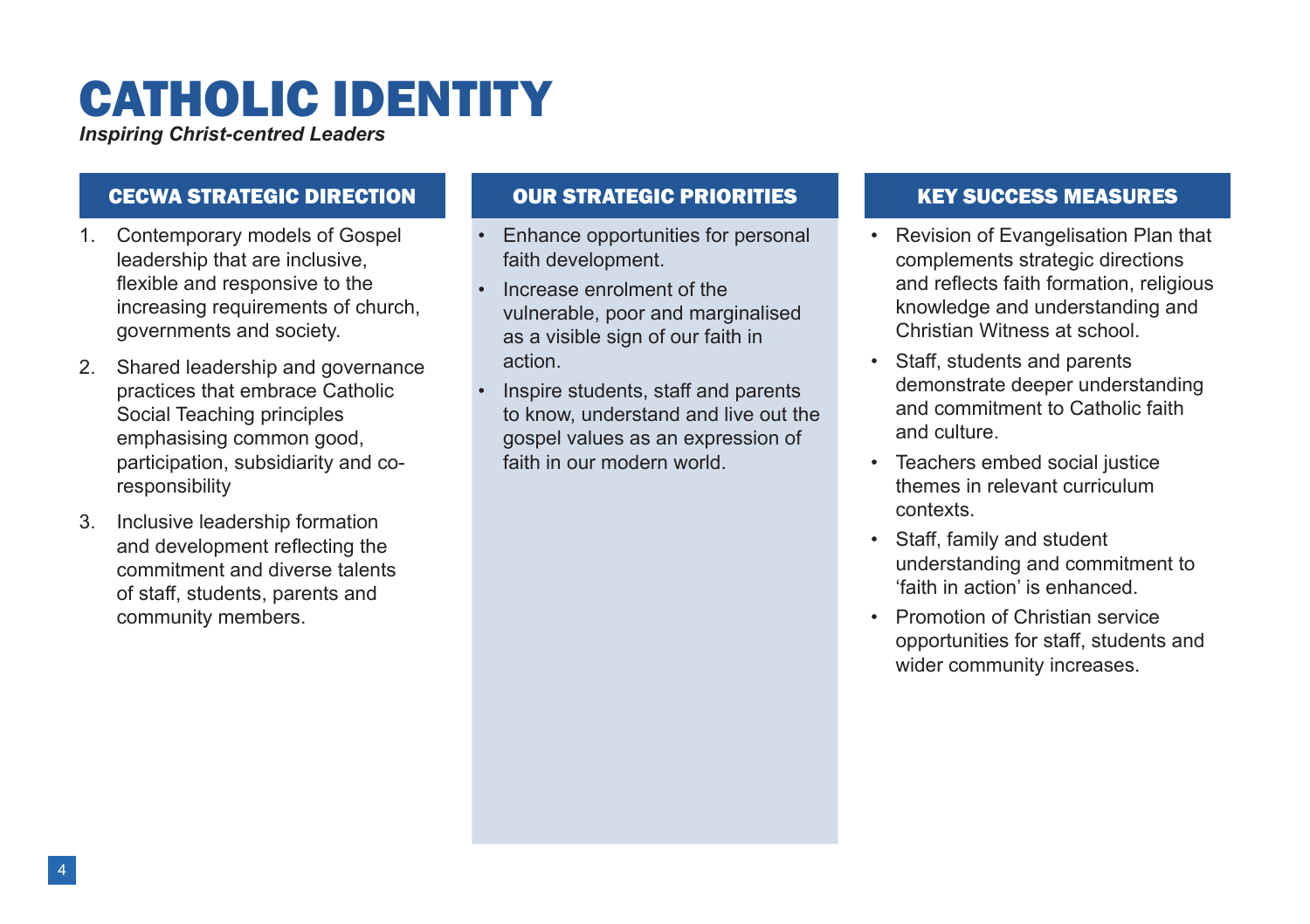# CATHOLIC IDENTITY

***Inspiring Christ-centred Leaders***

## CECWA STRATEGIC DIRECTION

1. Contemporary models of Gospel leadership that are inclusive, flexible and responsive to the increasing requirements of church, governments and society.
2. Shared leadership and governance practices that embrace Catholic Social Teaching principles emphasising common good, participation, subsidiarity and co-responsibility
3. Inclusive leadership formation and development reflecting the commitment and diverse talents of staff, students, parents and community members.

## OUR STRATEGIC PRIORITIES

- Enhance opportunities for personal faith development.
- Increase enrolment of the vulnerable, poor and marginalised as a visible sign of our faith in action.
- Inspire students, staff and parents to know, understand and live out the gospel values as an expression of faith in our modern world.

## KEY SUCCESS MEASURES

- Revision of Evangelisation Plan that complements strategic directions and reflects faith formation, religious knowledge and understanding and Christian Witness at school.
- Staff, students and parents demonstrate deeper understanding and commitment to Catholic faith and culture.
- Teachers embed social justice themes in relevant curriculum contexts.
- Staff, family and student understanding and commitment to 'faith in action' is enhanced.
- Promotion of Christian service opportunities for staff, students and wider community increases.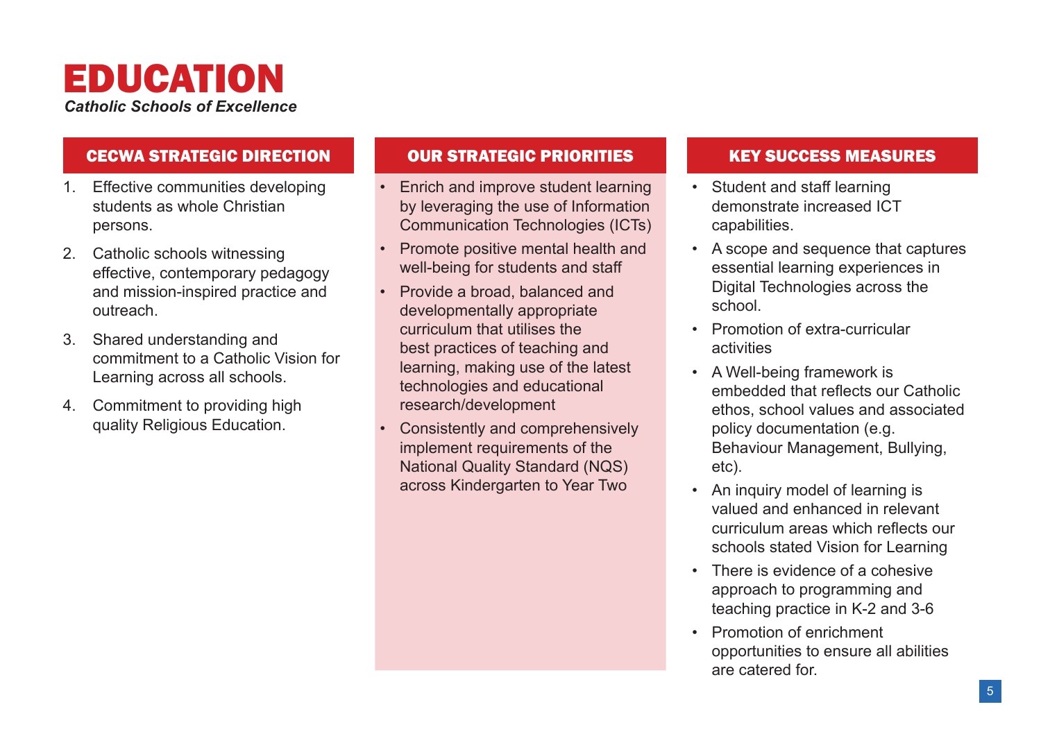# EDUCATION

***Catholic Schools of Excellence***

## CECWA STRATEGIC DIRECTION

1. Effective communities developing students as whole Christian persons.
2. Catholic schools witnessing effective, contemporary pedagogy and mission-inspired practice and outreach.
3. Shared understanding and commitment to a Catholic Vision for Learning across all schools.
4. Commitment to providing high quality Religious Education.

## OUR STRATEGIC PRIORITIES

- Enrich and improve student learning by leveraging the use of Information Communication Technologies (ICTs)
- Promote positive mental health and well-being for students and staff
- Provide a broad, balanced and developmentally appropriate curriculum that utilises the best practices of teaching and learning, making use of the latest technologies and educational research/development
- Consistently and comprehensively implement requirements of the National Quality Standard (NQS) across Kindergarten to Year Two

## KEY SUCCESS MEASURES

- Student and staff learning demonstrate increased ICT capabilities.
- A scope and sequence that captures essential learning experiences in Digital Technologies across the school.
- Promotion of extra-curricular activities
- A Well-being framework is embedded that reflects our Catholic ethos, school values and associated policy documentation (e.g. Behaviour Management, Bullying, etc).
- An inquiry model of learning is valued and enhanced in relevant curriculum areas which reflects our schools stated Vision for Learning
- There is evidence of a cohesive approach to programming and teaching practice in K-2 and 3-6
- Promotion of enrichment opportunities to ensure all abilities are catered for.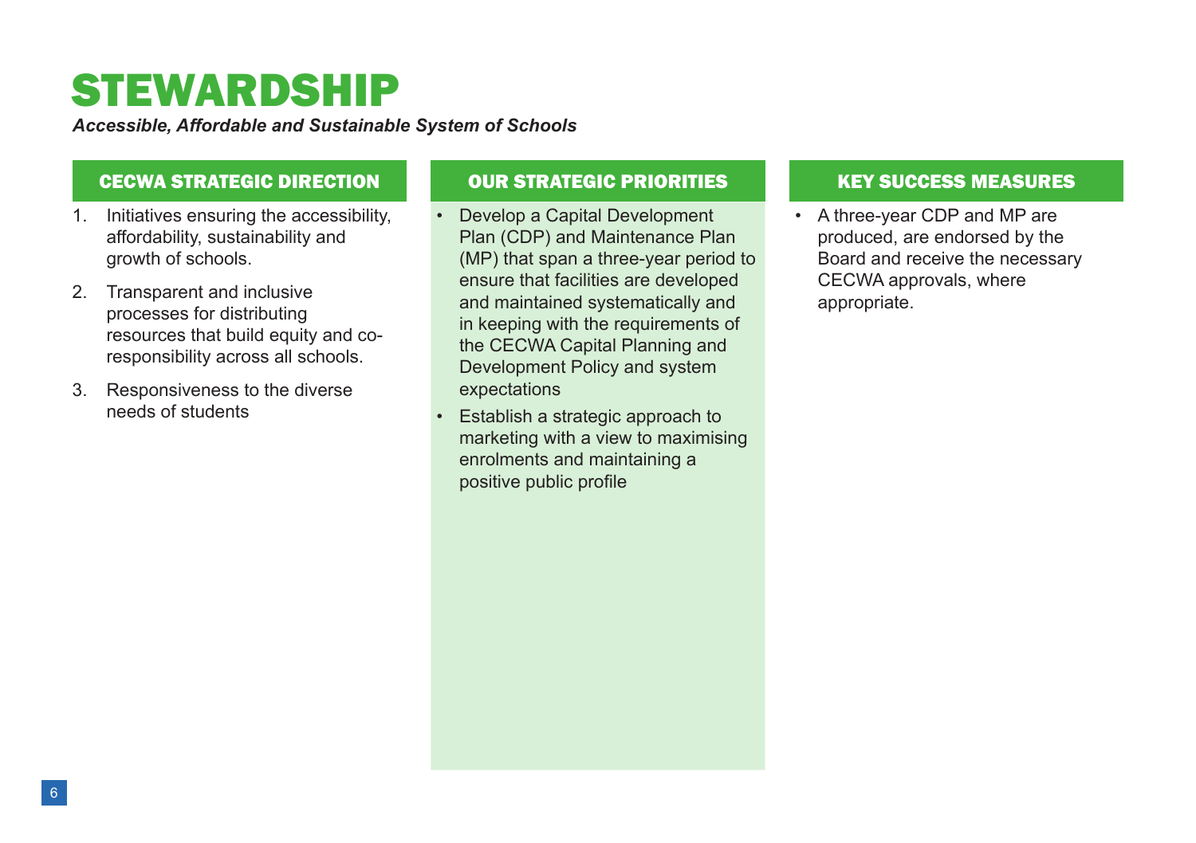# STEWARDSHIP

***Accessible, Affordable and Sustainable System of Schools***

## CECWA STRATEGIC DIRECTION

1. Initiatives ensuring the accessibility, affordability, sustainability and growth of schools.
2. Transparent and inclusive processes for distributing resources that build equity and co-responsibility across all schools.
3. Responsiveness to the diverse needs of students

## OUR STRATEGIC PRIORITIES

- Develop a Capital Development Plan (CDP) and Maintenance Plan (MP) that span a three-year period to ensure that facilities are developed and maintained systematically and in keeping with the requirements of the CECWA Capital Planning and Development Policy and system expectations
- Establish a strategic approach to marketing with a view to maximising enrolments and maintaining a positive public profile

## KEY SUCCESS MEASURES

- A three-year CDP and MP are produced, are endorsed by the Board and receive the necessary CECWA approvals, where appropriate.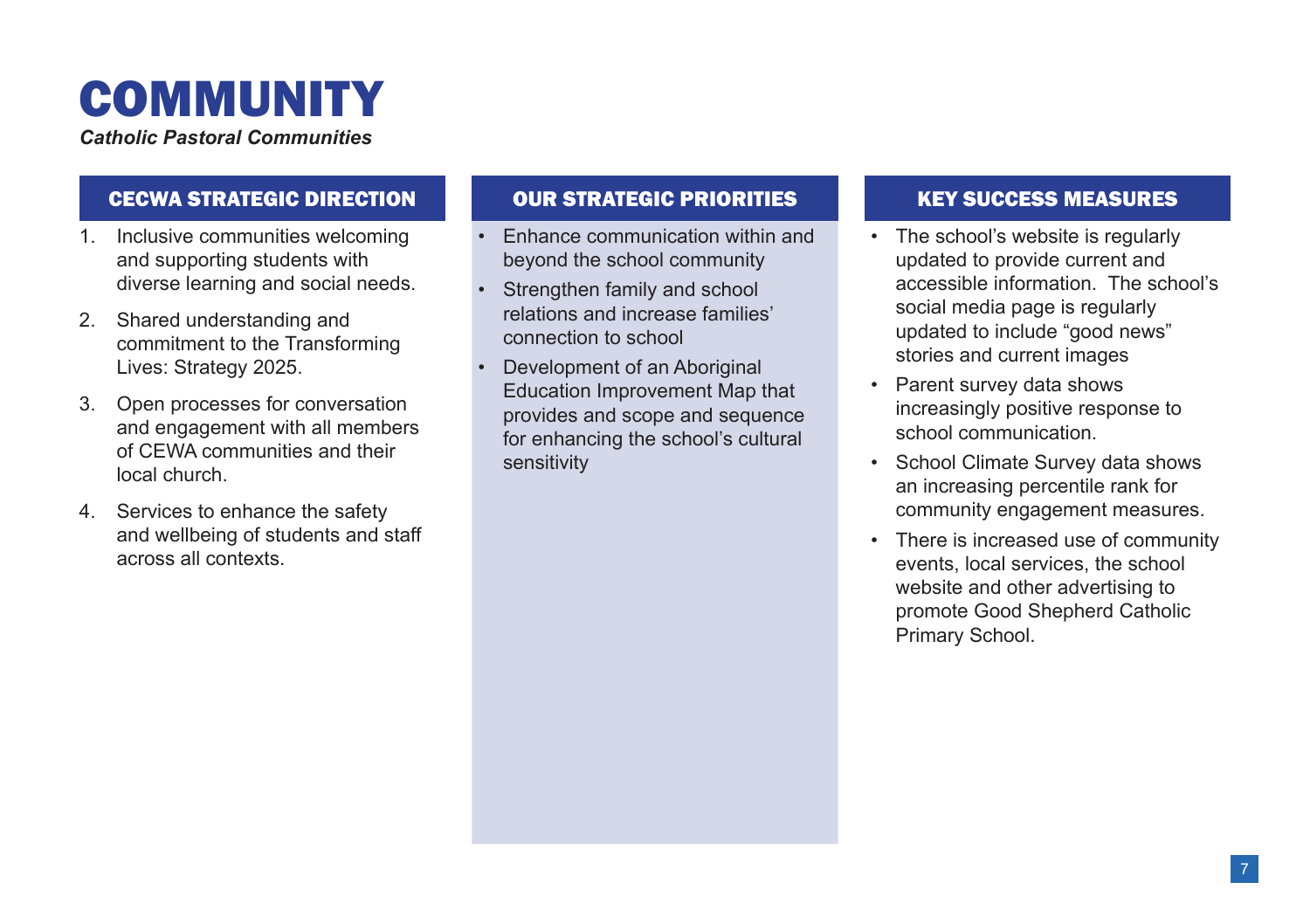# COMMUNITY

***Catholic Pastoral Communities***

## CECWA STRATEGIC DIRECTION

1. Inclusive communities welcoming and supporting students with diverse learning and social needs.
2. Shared understanding and commitment to the Transforming Lives: Strategy 2025.
3. Open processes for conversation and engagement with all members of CEWA communities and their local church.
4. Services to enhance the safety and wellbeing of students and staff across all contexts.

## OUR STRATEGIC PRIORITIES

- Enhance communication within and beyond the school community
- Strengthen family and school relations and increase families' connection to school
- Development of an Aboriginal Education Improvement Map that provides and scope and sequence for enhancing the school's cultural sensitivity

## KEY SUCCESS MEASURES

- The school's website is regularly updated to provide current and accessible information. The school's social media page is regularly updated to include "good news" stories and current images
- Parent survey data shows increasingly positive response to school communication.
- School Climate Survey data shows an increasing percentile rank for community engagement measures.
- There is increased use of community events, local services, the school website and other advertising to promote Good Shepherd Catholic Primary School.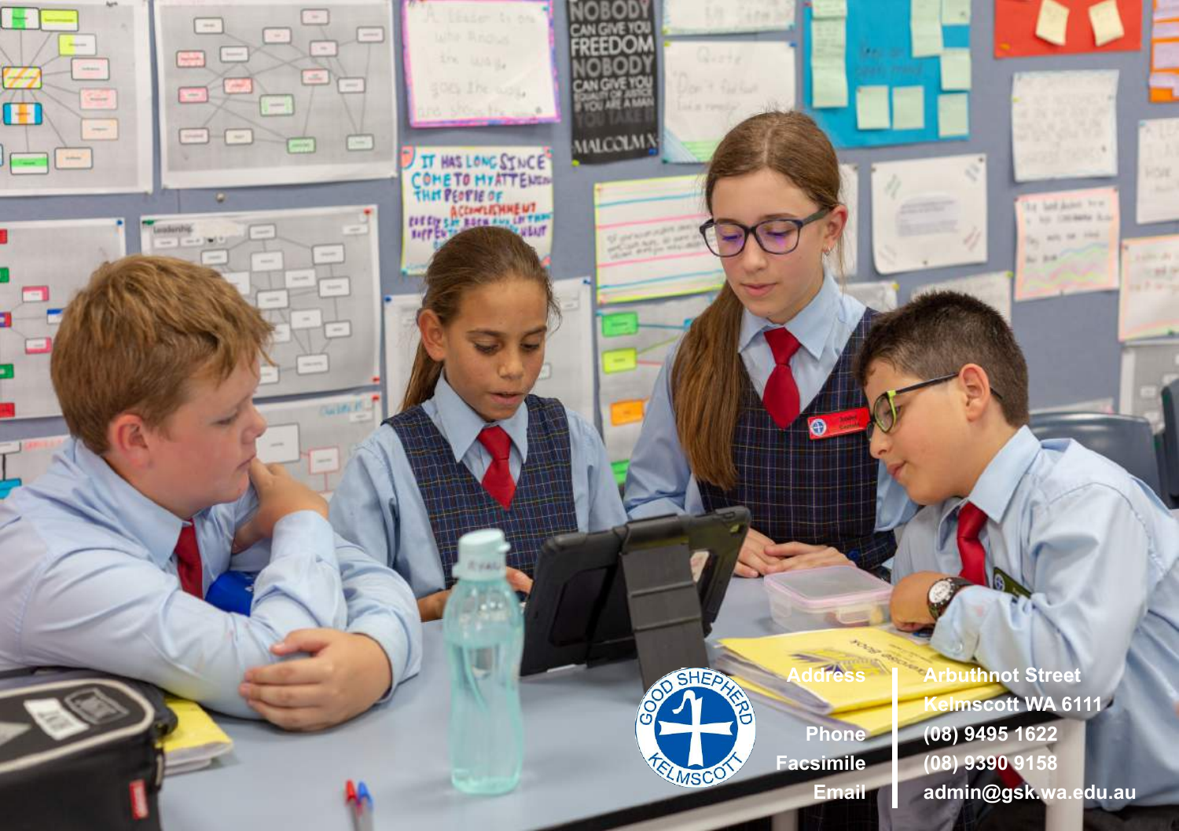| | |
|---|---|
| **Address** | **Arbuthnot Street** |
| | **Kelmscott WA 6111** |
| **Phone** | **(08) 9495 1622** |
| **Facsimile** | **(08) 9390 9158** |
| **Email** | **admin@gsk.wa.edu.au** |